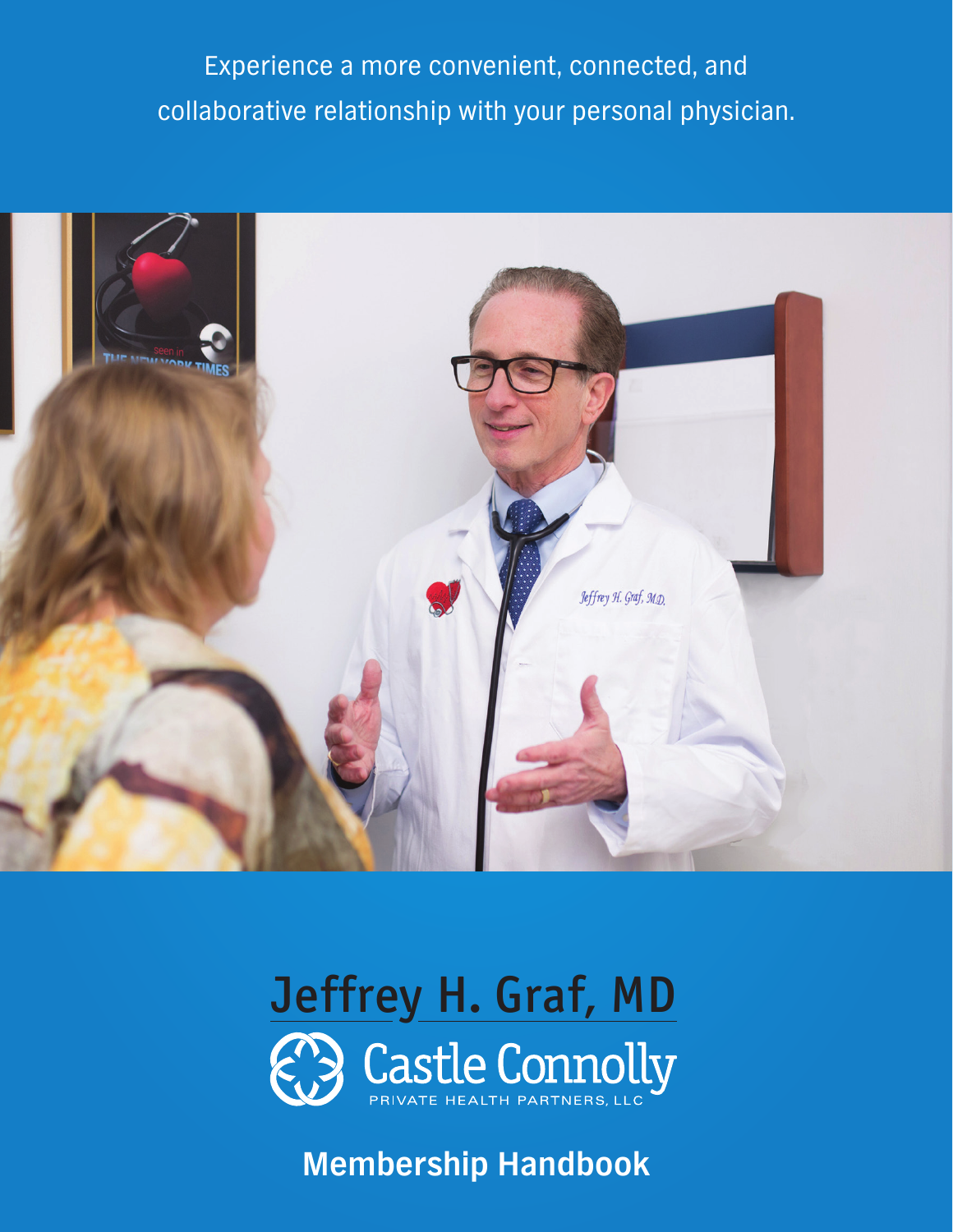Experience a more convenient, connected, and collaborative relationship with your personal physician.

# Jeffrey H. Graf, MD

Castle Connolly

PRIVATE HEALTH PARTNERS, LLC

## Membership Handbook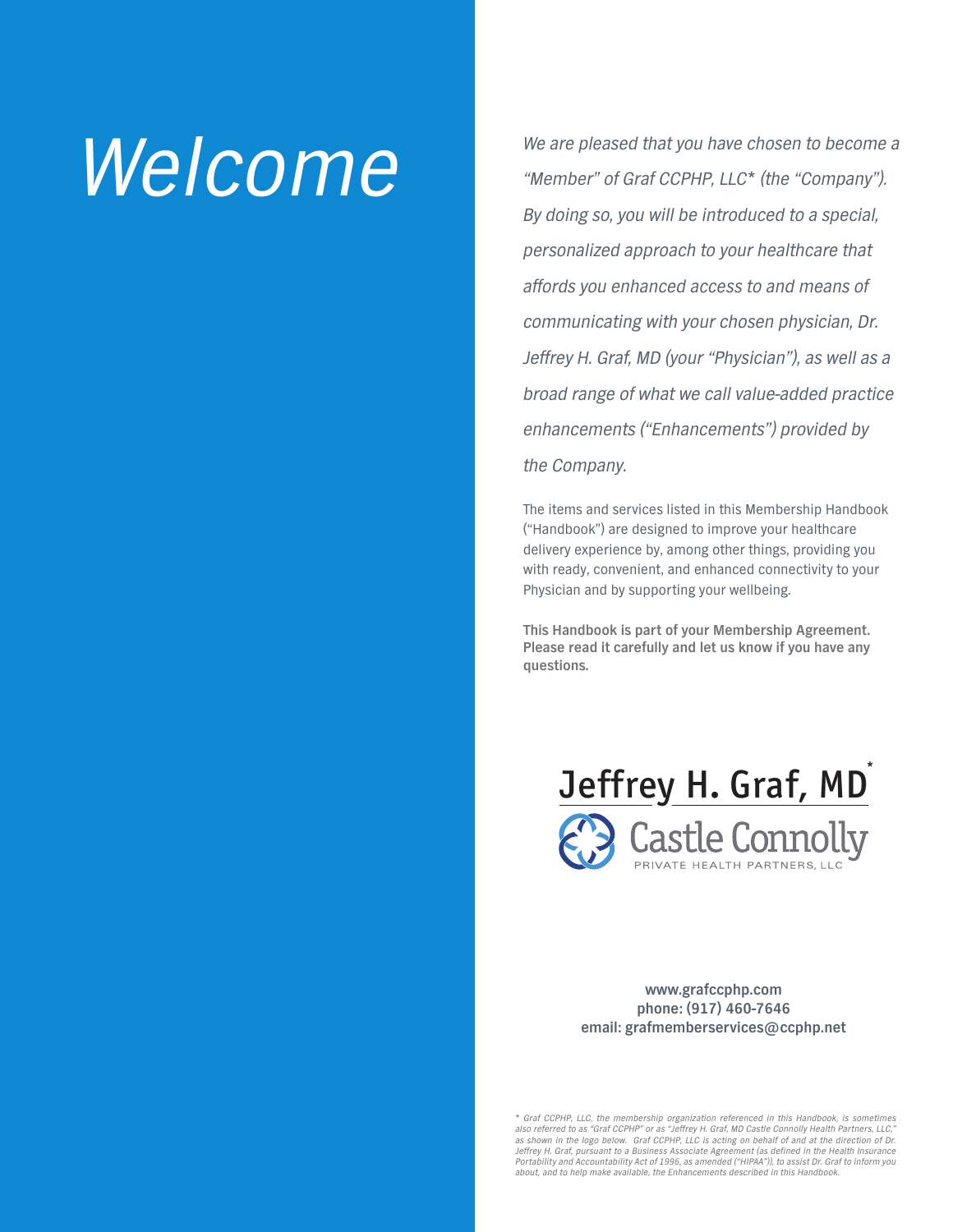# *Welcome*

*We are pleased that you have chosen to become a "Member" of Graf CCPHP, LLC* (the "Company"). By doing so, you will be introduced to a special, personalized approach to your healthcare that affords you enhanced access to and means of communicating with your chosen physician, Dr. Jeffrey H. Graf, MD (your "Physician"), as well as a broad range of what we call value-added practice enhancements ("Enhancements") provided by the Company.*

The items and services listed in this Membership Handbook ("Handbook") are designed to improve your healthcare delivery experience by, among other things, providing you with ready, convenient, and enhanced connectivity to your Physician and by supporting your wellbeing.

**This Handbook is part of your Membership Agreement. Please read it carefully and let us know if you have any questions.**

Jeffrey H. Graf, MD*
Castle Connolly
PRIVATE HEALTH PARTNERS, LLC

**www.grafccphp.com**
**phone: (917) 460-7646**
**email: grafmemberservices@ccphp.net**

*\* Graf CCPHP, LLC, the membership organization referenced in this Handbook, is sometimes also referred to as "Graf CCPHP" or as "Jeffrey H. Graf, MD Castle Connolly Health Partners, LLC," as shown in the logo below. Graf CCPHP, LLC is acting on behalf of and at the direction of Dr. Jeffrey H. Graf, pursuant to a Business Associate Agreement (as defined in the Health Insurance Portability and Accountability Act of 1996, as amended ("HIPAA")), to assist Dr. Graf to inform you about, and to help make available, the Enhancements described in this Handbook.*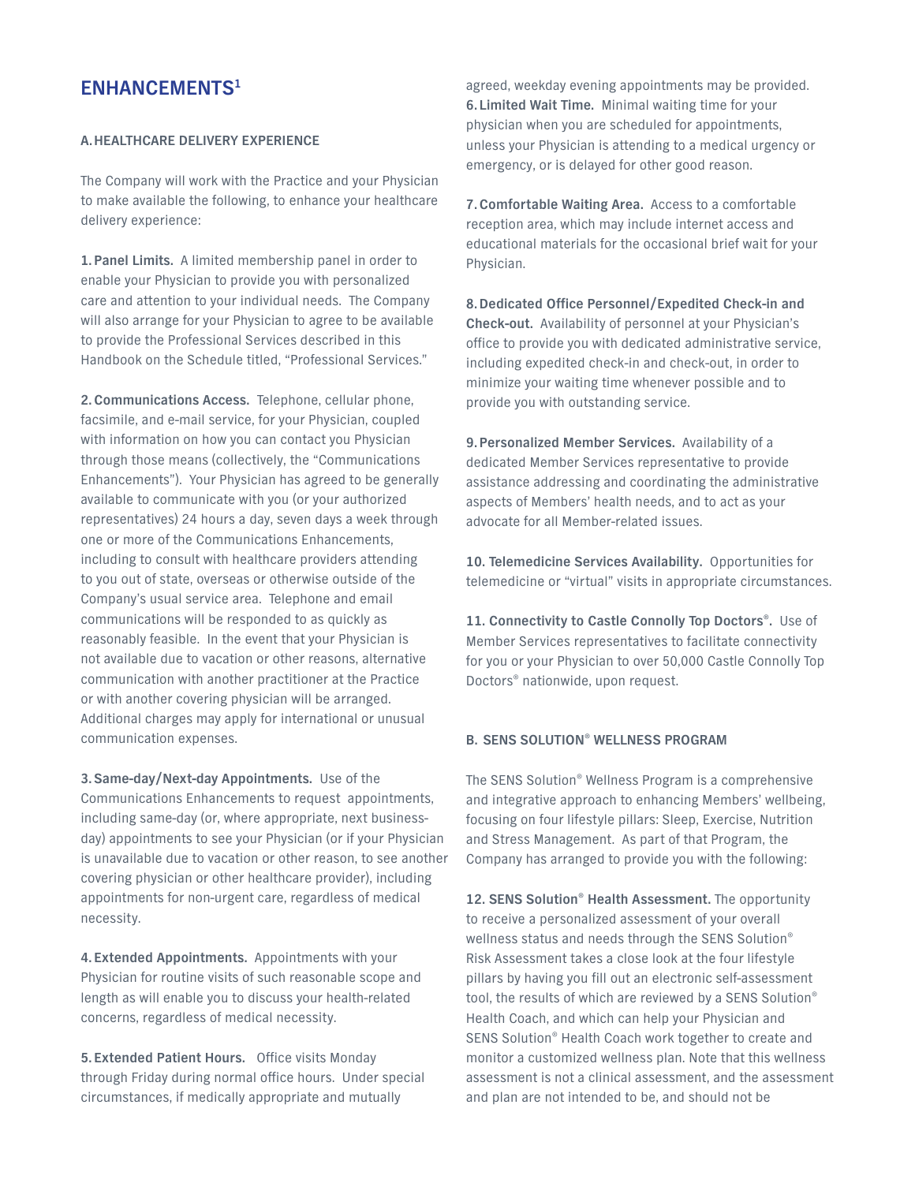# ENHANCEMENTS[1]

### A. HEALTHCARE DELIVERY EXPERIENCE

The Company will work with the Practice and your Physician to make available the following, to enhance your healthcare delivery experience:

**1. Panel Limits.** A limited membership panel in order to enable your Physician to provide you with personalized care and attention to your individual needs. The Company will also arrange for your Physician to agree to be available to provide the Professional Services described in this Handbook on the Schedule titled, "Professional Services."

**2. Communications Access.** Telephone, cellular phone, facsimile, and e-mail service, for your Physician, coupled with information on how you can contact you Physician through those means (collectively, the "Communications Enhancements"). Your Physician has agreed to be generally available to communicate with you (or your authorized representatives) 24 hours a day, seven days a week through one or more of the Communications Enhancements, including to consult with healthcare providers attending to you out of state, overseas or otherwise outside of the Company's usual service area. Telephone and email communications will be responded to as quickly as reasonably feasible. In the event that your Physician is not available due to vacation or other reasons, alternative communication with another practitioner at the Practice or with another covering physician will be arranged. Additional charges may apply for international or unusual communication expenses.

**3. Same-day/Next-day Appointments.** Use of the Communications Enhancements to request appointments, including same-day (or, where appropriate, next business-day) appointments to see your Physician (or if your Physician is unavailable due to vacation or other reason, to see another covering physician or other healthcare provider), including appointments for non-urgent care, regardless of medical necessity.

**4. Extended Appointments.** Appointments with your Physician for routine visits of such reasonable scope and length as will enable you to discuss your health-related concerns, regardless of medical necessity.

**5. Extended Patient Hours.** Office visits Monday through Friday during normal office hours. Under special circumstances, if medically appropriate and mutually agreed, weekday evening appointments may be provided.

**6. Limited Wait Time.** Minimal waiting time for your physician when you are scheduled for appointments, unless your Physician is attending to a medical urgency or emergency, or is delayed for other good reason.

**7. Comfortable Waiting Area.** Access to a comfortable reception area, which may include internet access and educational materials for the occasional brief wait for your Physician.

**8. Dedicated Office Personnel/Expedited Check-in and Check-out.** Availability of personnel at your Physician's office to provide you with dedicated administrative service, including expedited check-in and check-out, in order to minimize your waiting time whenever possible and to provide you with outstanding service.

**9. Personalized Member Services.** Availability of a dedicated Member Services representative to provide assistance addressing and coordinating the administrative aspects of Members' health needs, and to act as your advocate for all Member-related issues.

**10. Telemedicine Services Availability.** Opportunities for telemedicine or "virtual" visits in appropriate circumstances.

**11. Connectivity to Castle Connolly Top Doctors®.** Use of Member Services representatives to facilitate connectivity for you or your Physician to over 50,000 Castle Connolly Top Doctors® nationwide, upon request.

### B. SENS SOLUTION® WELLNESS PROGRAM

The SENS Solution® Wellness Program is a comprehensive and integrative approach to enhancing Members' wellbeing, focusing on four lifestyle pillars: Sleep, Exercise, Nutrition and Stress Management. As part of that Program, the Company has arranged to provide you with the following:

**12. SENS Solution® Health Assessment.** The opportunity to receive a personalized assessment of your overall wellness status and needs through the SENS Solution® Risk Assessment takes a close look at the four lifestyle pillars by having you fill out an electronic self-assessment tool, the results of which are reviewed by a SENS Solution® Health Coach, and which can help your Physician and SENS Solution® Health Coach work together to create and monitor a customized wellness plan. Note that this wellness assessment is not a clinical assessment, and the assessment and plan are not intended to be, and should not be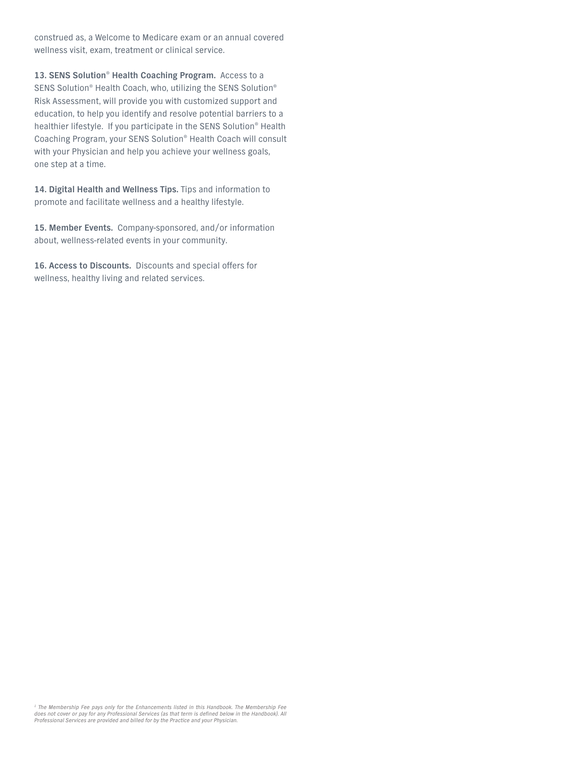construed as, a Welcome to Medicare exam or an annual covered wellness visit, exam, treatment or clinical service.

**13. SENS Solution® Health Coaching Program.** Access to a SENS Solution® Health Coach, who, utilizing the SENS Solution® Risk Assessment, will provide you with customized support and education, to help you identify and resolve potential barriers to a healthier lifestyle. If you participate in the SENS Solution® Health Coaching Program, your SENS Solution® Health Coach will consult with your Physician and help you achieve your wellness goals, one step at a time.

**14. Digital Health and Wellness Tips.** Tips and information to promote and facilitate wellness and a healthy lifestyle.

**15. Member Events.** Company-sponsored, and/or information about, wellness-related events in your community.

**16. Access to Discounts.** Discounts and special offers for wellness, healthy living and related services.

*[1] The Membership Fee pays only for the Enhancements listed in this Handbook. The Membership Fee does not cover or pay for any Professional Services (as that term is defined below in the Handbook). All Professional Services are provided and billed for by the Practice and your Physician.*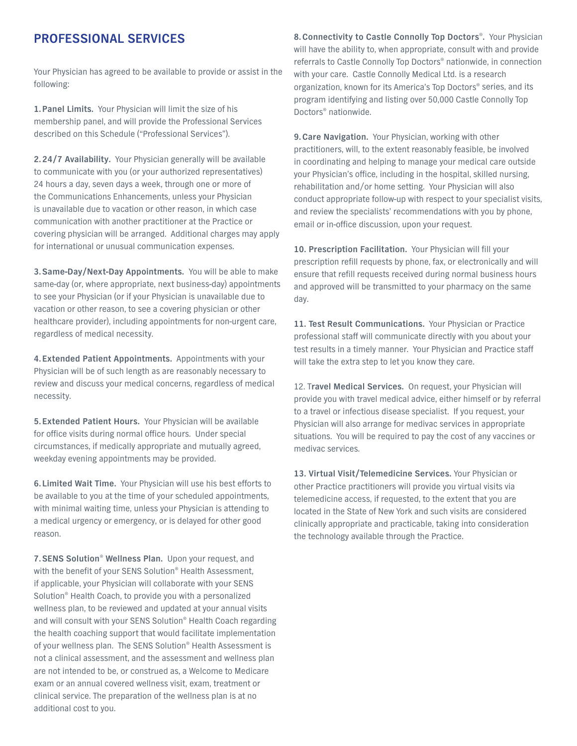## PROFESSIONAL SERVICES

Your Physician has agreed to be available to provide or assist in the following:

**1. Panel Limits.** Your Physician will limit the size of his membership panel, and will provide the Professional Services described on this Schedule ("Professional Services").

**2. 24/7 Availability.** Your Physician generally will be available to communicate with you (or your authorized representatives) 24 hours a day, seven days a week, through one or more of the Communications Enhancements, unless your Physician is unavailable due to vacation or other reason, in which case communication with another practitioner at the Practice or covering physician will be arranged. Additional charges may apply for international or unusual communication expenses.

**3. Same-Day/Next-Day Appointments.** You will be able to make same-day (or, where appropriate, next business-day) appointments to see your Physician (or if your Physician is unavailable due to vacation or other reason, to see a covering physician or other healthcare provider), including appointments for non-urgent care, regardless of medical necessity.

**4. Extended Patient Appointments.** Appointments with your Physician will be of such length as are reasonably necessary to review and discuss your medical concerns, regardless of medical necessity.

**5. Extended Patient Hours.** Your Physician will be available for office visits during normal office hours. Under special circumstances, if medically appropriate and mutually agreed, weekday evening appointments may be provided.

**6. Limited Wait Time.** Your Physician will use his best efforts to be available to you at the time of your scheduled appointments, with minimal waiting time, unless your Physician is attending to a medical urgency or emergency, or is delayed for other good reason.

**7. SENS Solution® Wellness Plan.** Upon your request, and with the benefit of your SENS Solution® Health Assessment, if applicable, your Physician will collaborate with your SENS Solution® Health Coach, to provide you with a personalized wellness plan, to be reviewed and updated at your annual visits and will consult with your SENS Solution® Health Coach regarding the health coaching support that would facilitate implementation of your wellness plan. The SENS Solution® Health Assessment is not a clinical assessment, and the assessment and wellness plan are not intended to be, or construed as, a Welcome to Medicare exam or an annual covered wellness visit, exam, treatment or clinical service. The preparation of the wellness plan is at no additional cost to you.

**8. Connectivity to Castle Connolly Top Doctors®.** Your Physician will have the ability to, when appropriate, consult with and provide referrals to Castle Connolly Top Doctors® nationwide, in connection with your care. Castle Connolly Medical Ltd. is a research organization, known for its America's Top Doctors® series, and its program identifying and listing over 50,000 Castle Connolly Top Doctors® nationwide.

**9. Care Navigation.** Your Physician, working with other practitioners, will, to the extent reasonably feasible, be involved in coordinating and helping to manage your medical care outside your Physician's office, including in the hospital, skilled nursing, rehabilitation and/or home setting. Your Physician will also conduct appropriate follow-up with respect to your specialist visits, and review the specialists' recommendations with you by phone, email or in-office discussion, upon your request.

**10. Prescription Facilitation.** Your Physician will fill your prescription refill requests by phone, fax, or electronically and will ensure that refill requests received during normal business hours and approved will be transmitted to your pharmacy on the same day.

**11. Test Result Communications.** Your Physician or Practice professional staff will communicate directly with you about your test results in a timely manner. Your Physician and Practice staff will take the extra step to let you know they care.

12. **Travel Medical Services.** On request, your Physician will provide you with travel medical advice, either himself or by referral to a travel or infectious disease specialist. If you request, your Physician will also arrange for medivac services in appropriate situations. You will be required to pay the cost of any vaccines or medivac services.

**13. Virtual Visit/Telemedicine Services.** Your Physician or other Practice practitioners will provide you virtual visits via telemedicine access, if requested, to the extent that you are located in the State of New York and such visits are considered clinically appropriate and practicable, taking into consideration the technology available through the Practice.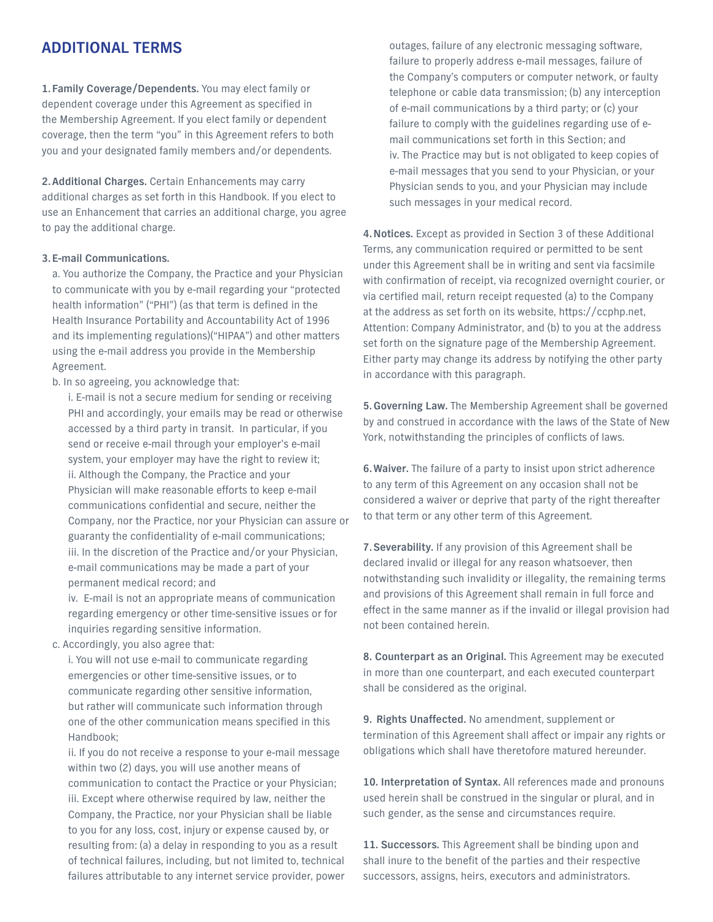## ADDITIONAL TERMS

**1. Family Coverage/Dependents.** You may elect family or dependent coverage under this Agreement as specified in the Membership Agreement. If you elect family or dependent coverage, then the term "you" in this Agreement refers to both you and your designated family members and/or dependents.

**2. Additional Charges.** Certain Enhancements may carry additional charges as set forth in this Handbook. If you elect to use an Enhancement that carries an additional charge, you agree to pay the additional charge.

**3. E-mail Communications.**

a. You authorize the Company, the Practice and your Physician to communicate with you by e-mail regarding your "protected health information" ("PHI") (as that term is defined in the Health Insurance Portability and Accountability Act of 1996 and its implementing regulations)("HIPAA") and other matters using the e-mail address you provide in the Membership Agreement.

b. In so agreeing, you acknowledge that:

i. E-mail is not a secure medium for sending or receiving PHI and accordingly, your emails may be read or otherwise accessed by a third party in transit. In particular, if you send or receive e-mail through your employer's e-mail system, your employer may have the right to review it;

ii. Although the Company, the Practice and your Physician will make reasonable efforts to keep e-mail communications confidential and secure, neither the Company, nor the Practice, nor your Physician can assure or guaranty the confidentiality of e-mail communications;

iii. In the discretion of the Practice and/or your Physician, e-mail communications may be made a part of your permanent medical record; and

iv. E-mail is not an appropriate means of communication regarding emergency or other time-sensitive issues or for inquiries regarding sensitive information.

c. Accordingly, you also agree that:

i. You will not use e-mail to communicate regarding emergencies or other time-sensitive issues, or to communicate regarding other sensitive information, but rather will communicate such information through one of the other communication means specified in this Handbook;

ii. If you do not receive a response to your e-mail message within two (2) days, you will use another means of communication to contact the Practice or your Physician;

iii. Except where otherwise required by law, neither the Company, the Practice, nor your Physician shall be liable to you for any loss, cost, injury or expense caused by, or resulting from: (a) a delay in responding to you as a result of technical failures, including, but not limited to, technical failures attributable to any internet service provider, power outages, failure of any electronic messaging software, failure to properly address e-mail messages, failure of the Company's computers or computer network, or faulty telephone or cable data transmission; (b) any interception of e-mail communications by a third party; or (c) your failure to comply with the guidelines regarding use of e-mail communications set forth in this Section; and

iv. The Practice may but is not obligated to keep copies of e-mail messages that you send to your Physician, or your Physician sends to you, and your Physician may include such messages in your medical record.

**4. Notices.** Except as provided in Section 3 of these Additional Terms, any communication required or permitted to be sent under this Agreement shall be in writing and sent via facsimile with confirmation of receipt, via recognized overnight courier, or via certified mail, return receipt requested (a) to the Company at the address as set forth on its website, https://ccphp.net, Attention: Company Administrator, and (b) to you at the address set forth on the signature page of the Membership Agreement. Either party may change its address by notifying the other party in accordance with this paragraph.

**5. Governing Law.** The Membership Agreement shall be governed by and construed in accordance with the laws of the State of New York, notwithstanding the principles of conflicts of laws.

**6. Waiver.** The failure of a party to insist upon strict adherence to any term of this Agreement on any occasion shall not be considered a waiver or deprive that party of the right thereafter to that term or any other term of this Agreement.

**7. Severability.** If any provision of this Agreement shall be declared invalid or illegal for any reason whatsoever, then notwithstanding such invalidity or illegality, the remaining terms and provisions of this Agreement shall remain in full force and effect in the same manner as if the invalid or illegal provision had not been contained herein.

**8. Counterpart as an Original.** This Agreement may be executed in more than one counterpart, and each executed counterpart shall be considered as the original.

**9. Rights Unaffected.** No amendment, supplement or termination of this Agreement shall affect or impair any rights or obligations which shall have theretofore matured hereunder.

**10. Interpretation of Syntax.** All references made and pronouns used herein shall be construed in the singular or plural, and in such gender, as the sense and circumstances require.

**11. Successors.** This Agreement shall be binding upon and shall inure to the benefit of the parties and their respective successors, assigns, heirs, executors and administrators.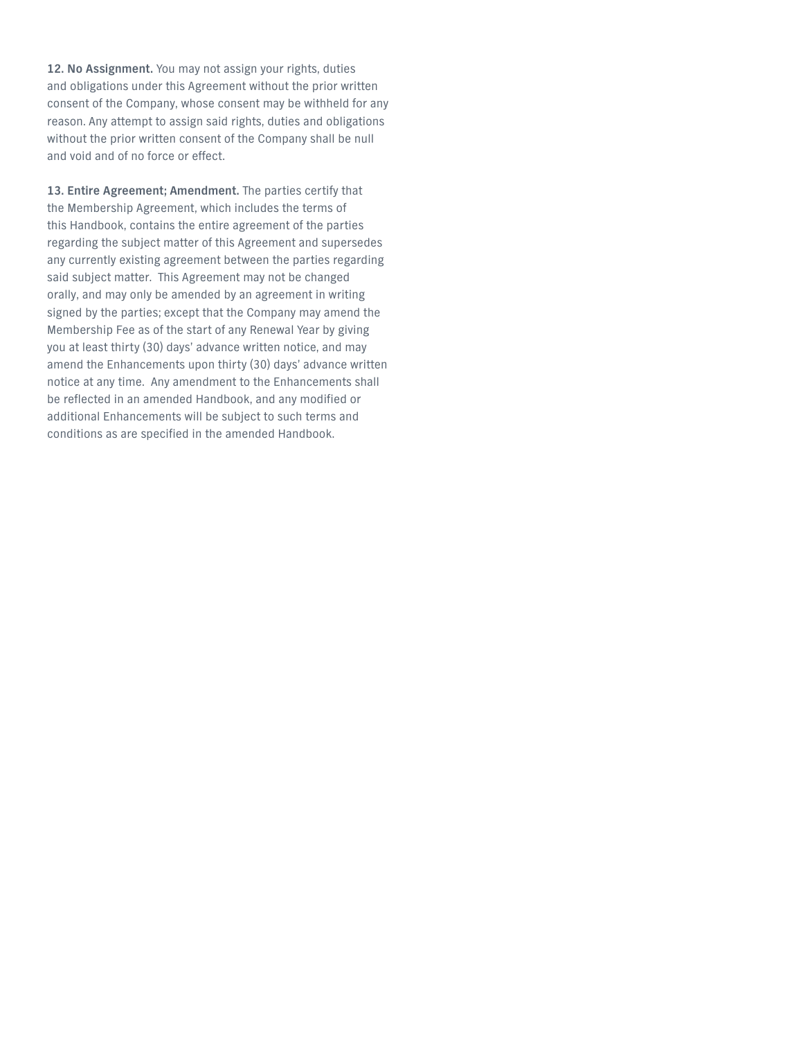**12. No Assignment.** You may not assign your rights, duties and obligations under this Agreement without the prior written consent of the Company, whose consent may be withheld for any reason. Any attempt to assign said rights, duties and obligations without the prior written consent of the Company shall be null and void and of no force or effect.

**13. Entire Agreement; Amendment.** The parties certify that the Membership Agreement, which includes the terms of this Handbook, contains the entire agreement of the parties regarding the subject matter of this Agreement and supersedes any currently existing agreement between the parties regarding said subject matter. This Agreement may not be changed orally, and may only be amended by an agreement in writing signed by the parties; except that the Company may amend the Membership Fee as of the start of any Renewal Year by giving you at least thirty (30) days' advance written notice, and may amend the Enhancements upon thirty (30) days' advance written notice at any time. Any amendment to the Enhancements shall be reflected in an amended Handbook, and any modified or additional Enhancements will be subject to such terms and conditions as are specified in the amended Handbook.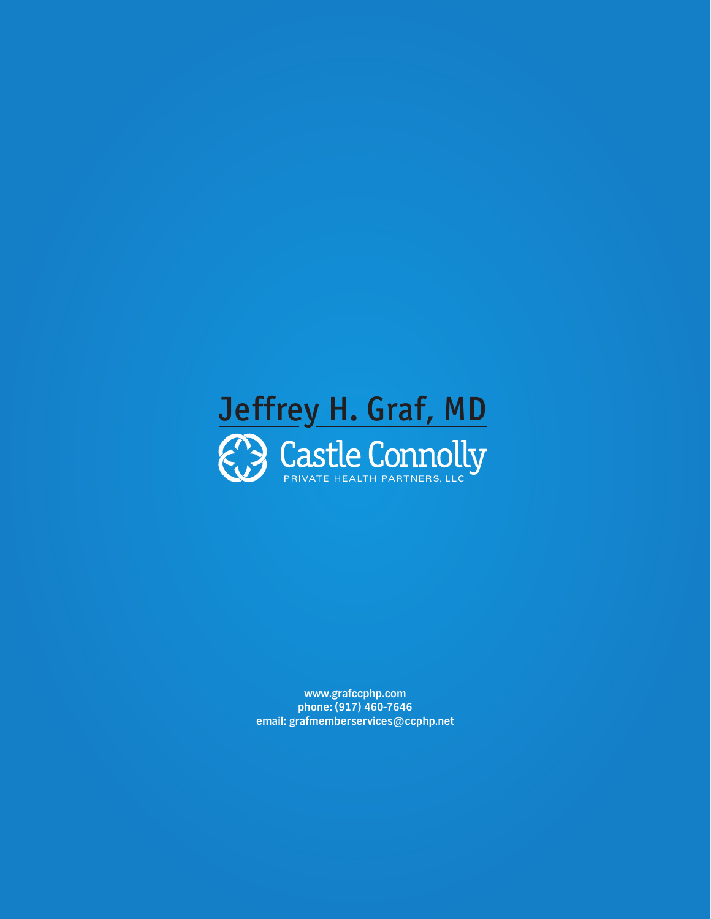# Jeffrey H. Graf, MD

Castle Connolly

PRIVATE HEALTH PARTNERS, LLC

www.grafccphp.com
phone: (917) 460-7646
email: grafmemberservices@ccphp.net